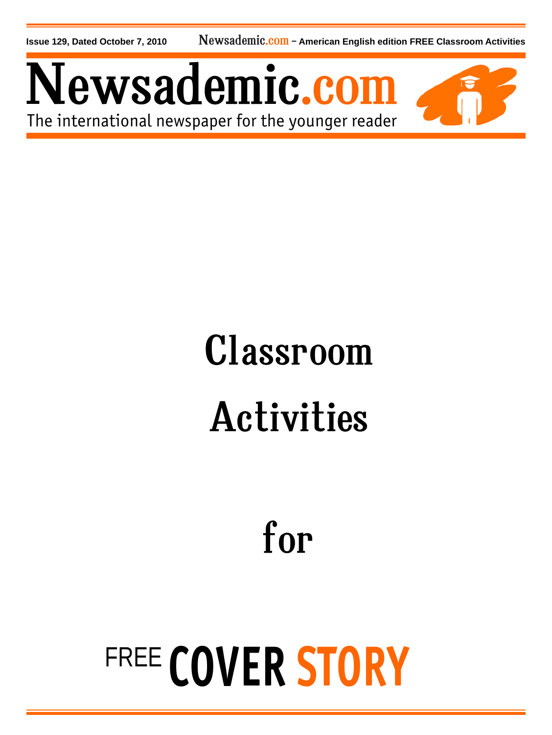Issue 129, Dated October 7, 2010 Newsademic.com – American English edition FREE Classroom Activities

# Newsademic.com

The international newspaper for the younger reader

# Classroom Activities

# for

# FREE COVER STORY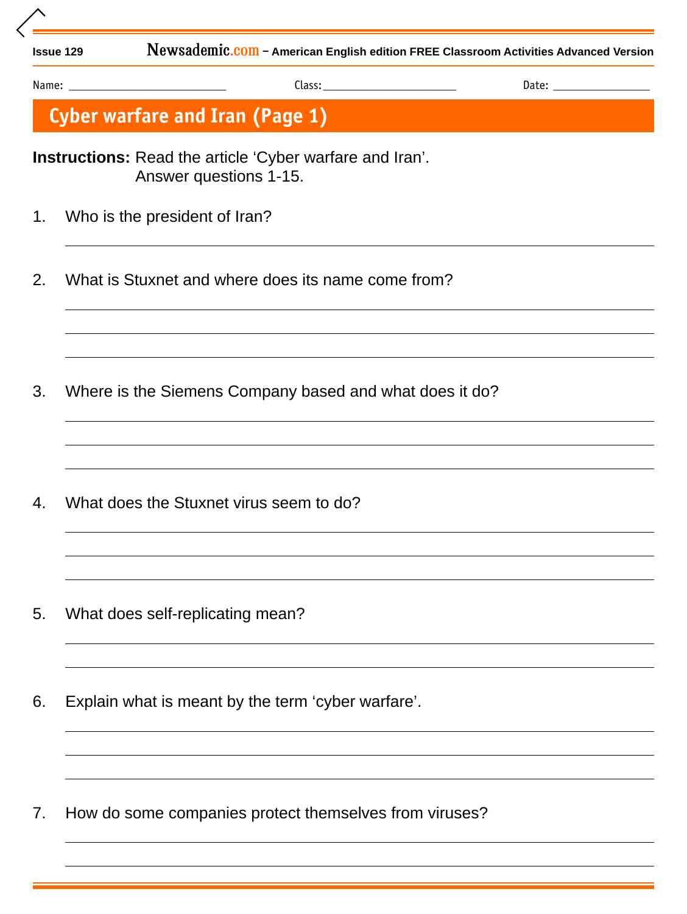Name: ______________________ Class: ____________________ Date: ______________

# Cyber warfare and Iran (Page 1)

**Instructions:** Read the article 'Cyber warfare and Iran'.
Answer questions 1-15.

1. Who is the president of Iran?

   ______________________________________________________________

2. What is Stuxnet and where does its name come from?

   ______________________________________________________________

   ______________________________________________________________

   ______________________________________________________________

3. Where is the Siemens Company based and what does it do?

   ______________________________________________________________

   ______________________________________________________________

   ______________________________________________________________

4. What does the Stuxnet virus seem to do?

   ______________________________________________________________

   ______________________________________________________________

   ______________________________________________________________

5. What does self-replicating mean?

   ______________________________________________________________

   ______________________________________________________________

6. Explain what is meant by the term 'cyber warfare'.

   ______________________________________________________________

   ______________________________________________________________

   ______________________________________________________________

7. How do some companies protect themselves from viruses?

   ______________________________________________________________

   ______________________________________________________________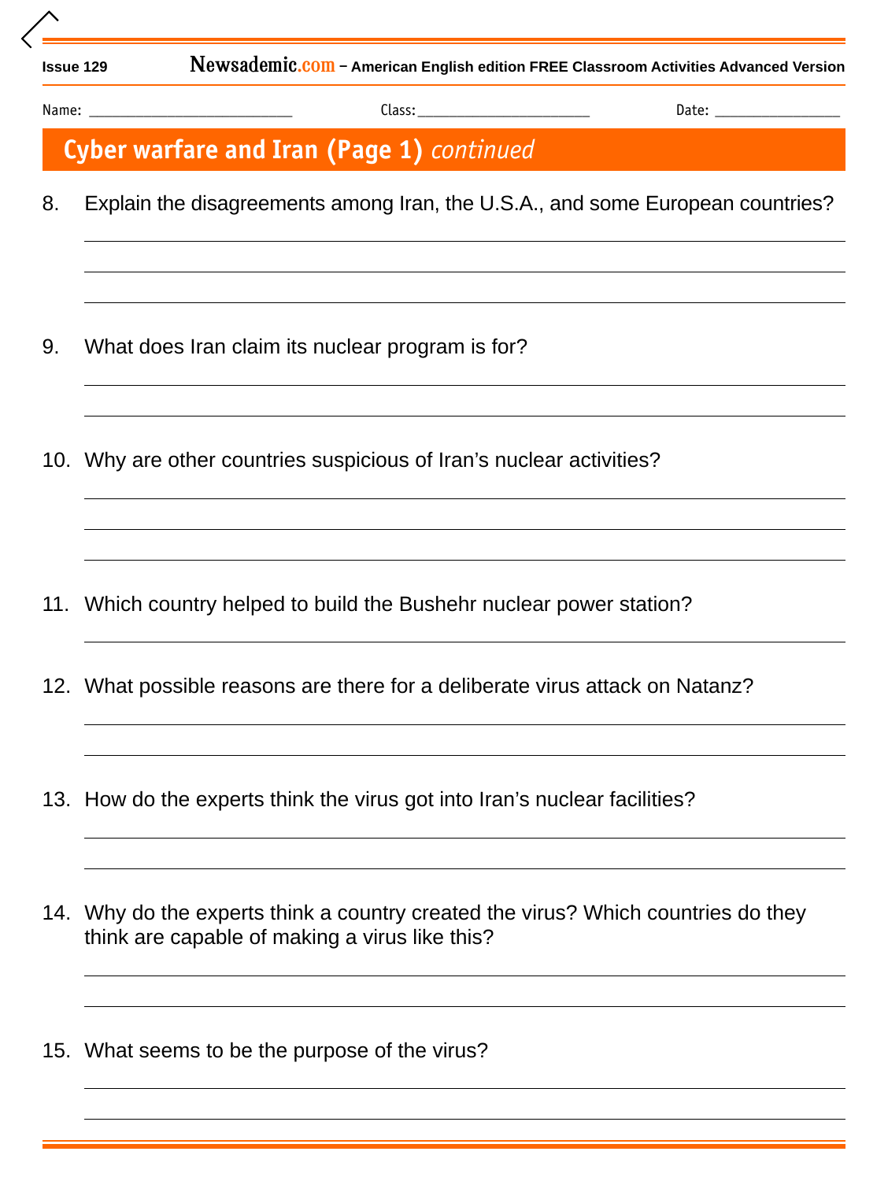Name: \_\_\_\_\_\_\_\_\_\_\_\_\_\_\_\_\_\_\_\_\_\_\_\_\_\_ Class: \_\_\_\_\_\_\_\_\_\_\_\_\_\_\_\_\_\_\_\_\_\_ Date: \_\_\_\_\_\_\_\_\_\_\_\_\_\_\_\_

## Cyber warfare and Iran (Page 1) *continued*

8. Explain the disagreements among Iran, the U.S.A., and some European countries?

9. What does Iran claim its nuclear program is for?

10. Why are other countries suspicious of Iran's nuclear activities?

11. Which country helped to build the Bushehr nuclear power station?

12. What possible reasons are there for a deliberate virus attack on Natanz?

13. How do the experts think the virus got into Iran's nuclear facilities?

14. Why do the experts think a country created the virus? Which countries do they think are capable of making a virus like this?

15. What seems to be the purpose of the virus?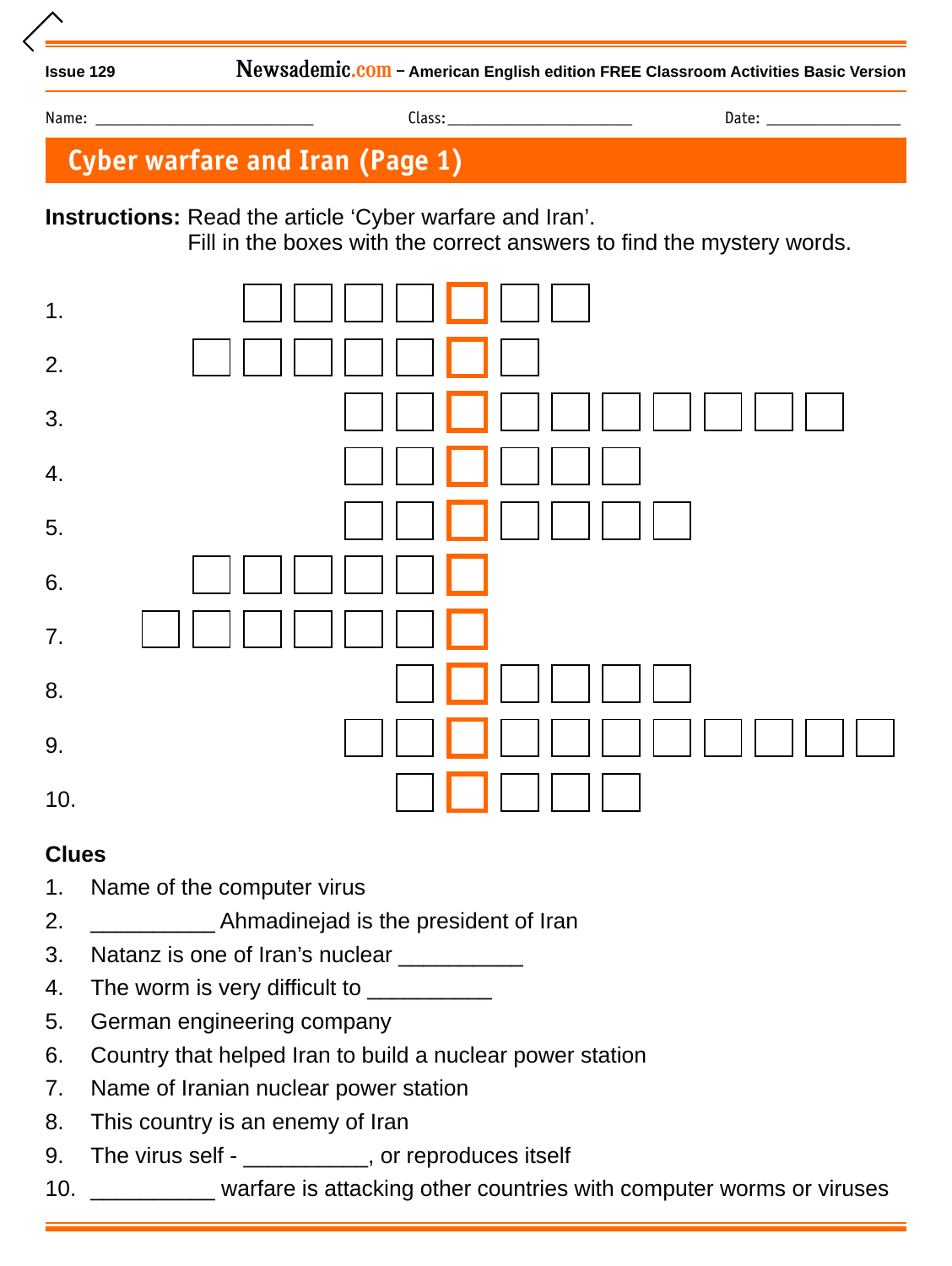Name: \_\_\_\_\_\_\_\_\_\_\_\_\_\_\_\_\_\_\_\_\_\_\_\_ Class: \_\_\_\_\_\_\_\_\_\_\_\_\_\_\_\_\_\_\_\_\_ Date: \_\_\_\_\_\_\_\_\_\_\_\_\_\_\_

# Cyber warfare and Iran (Page 1)

**Instructions:** Read the article 'Cyber warfare and Iran'.
Fill in the boxes with the correct answers to find the mystery words.

1. ☐☐☐☐☐☐☐
2. ☐☐☐☐☐☐☐
3. ☐☐☐☐☐☐☐☐☐☐
4. ☐☐☐☐☐☐
5. ☐☐☐☐☐☐☐
6. ☐☐☐☐☐☐
7. ☐☐☐☐☐☐☐
8. ☐☐☐☐☐☐
9. ☐☐☐☐☐☐☐☐☐☐☐
10. ☐☐☐☐☐

## Clues

1. Name of the computer virus
2. \_\_\_\_\_\_\_\_\_\_ Ahmadinejad is the president of Iran
3. Natanz is one of Iran's nuclear \_\_\_\_\_\_\_\_\_\_
4. The worm is very difficult to \_\_\_\_\_\_\_\_\_\_
5. German engineering company
6. Country that helped Iran to build a nuclear power station
7. Name of Iranian nuclear power station
8. This country is an enemy of Iran
9. The virus self - \_\_\_\_\_\_\_\_\_\_, or reproduces itself
10. \_\_\_\_\_\_\_\_\_\_ warfare is attacking other countries with computer worms or viruses